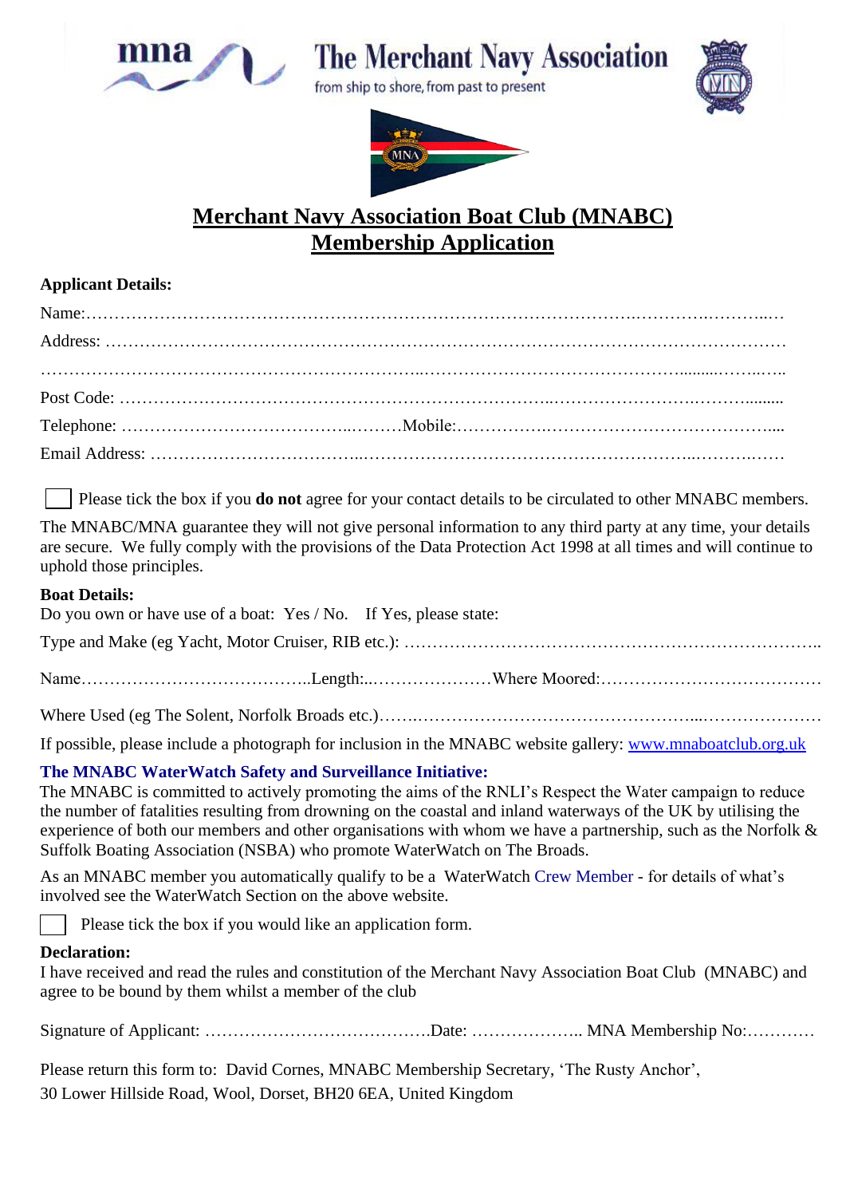mna

# The Merchant Navy Association

from ship to shore, from past to present

## Merchant Navy Association Boat Club (MNABC)
## Membership Application

**Applicant Details:**

Name:……………………………………………………………………………………..………..………...…

Address: ……………………………………………………………………………………………………

…………………………………………………………..………………………………….........……..…..

Post Code: ………………………………………………………………...…………………….……….........

Telephone: …………………………………..………Mobile:……………..………………………………....

Email Address: ………………………………..……………………………………………...……….……

☐ Please tick the box if you **do not** agree for your contact details to be circulated to other MNABC members.

The MNABC/MNA guarantee they will not give personal information to any third party at any time, your details are secure. We fully comply with the provisions of the Data Protection Act 1998 at all times and will continue to uphold those principles.

**Boat Details:**

Do you own or have use of a boat: Yes / No. If Yes, please state:

Type and Make (eg Yacht, Motor Cruiser, RIB etc.): …………………………………………………………………..

Name…………………………………..Length:..…………………Where Moored:…………………………………

Where Used (eg The Solent, Norfolk Broads etc.)…….……………………………………....…………………

If possible, please include a photograph for inclusion in the MNABC website gallery: www.mnaboatclub.org.uk

**The MNABC WaterWatch Safety and Surveillance Initiative:**

The MNABC is committed to actively promoting the aims of the RNLI's Respect the Water campaign to reduce the number of fatalities resulting from drowning on the coastal and inland waterways of the UK by utilising the experience of both our members and other organisations with whom we have a partnership, such as the Norfolk & Suffolk Boating Association (NSBA) who promote WaterWatch on The Broads.

As an MNABC member you automatically qualify to be a WaterWatch Crew Member - for details of what's involved see the WaterWatch Section on the above website.

☐ Please tick the box if you would like an application form.

**Declaration:**

I have received and read the rules and constitution of the Merchant Navy Association Boat Club (MNABC) and agree to be bound by them whilst a member of the club

Signature of Applicant: ………………………………….Date: ……………….. MNA Membership No:…………

Please return this form to: David Cornes, MNABC Membership Secretary, 'The Rusty Anchor',
30 Lower Hillside Road, Wool, Dorset, BH20 6EA, United Kingdom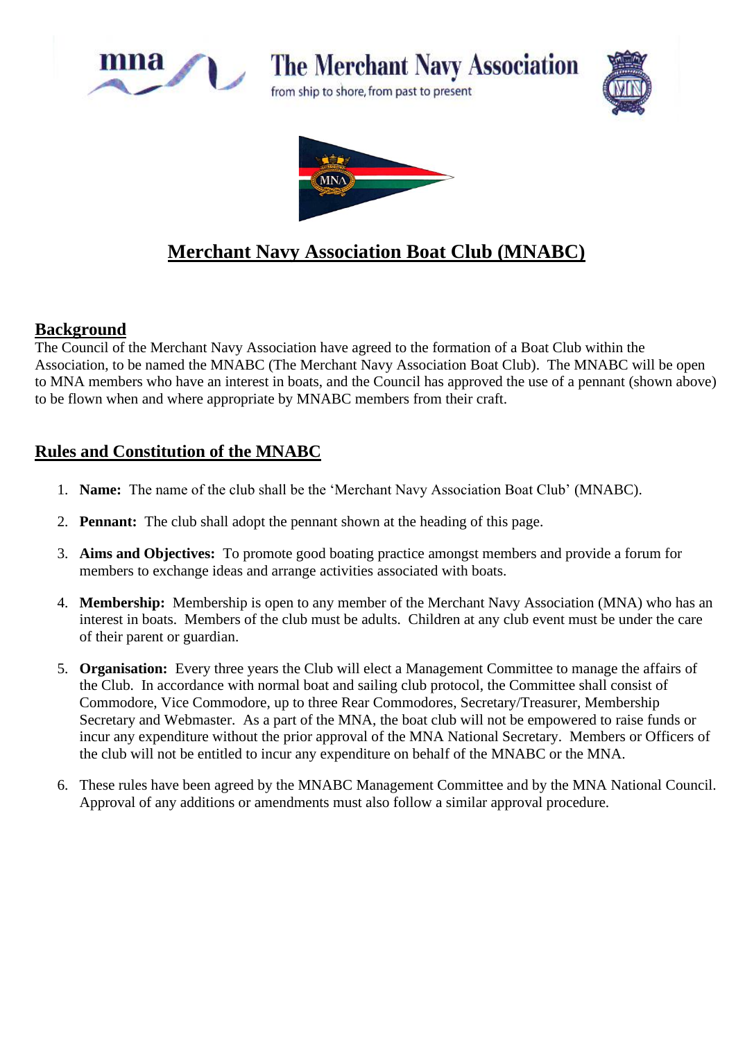The Merchant Navy Association

from ship to shore, from past to present

# Merchant Navy Association Boat Club (MNABC)

## Background

The Council of the Merchant Navy Association have agreed to the formation of a Boat Club within the Association, to be named the MNABC (The Merchant Navy Association Boat Club). The MNABC will be open to MNA members who have an interest in boats, and the Council has approved the use of a pennant (shown above) to be flown when and where appropriate by MNABC members from their craft.

## Rules and Constitution of the MNABC

1. **Name:** The name of the club shall be the 'Merchant Navy Association Boat Club' (MNABC).

2. **Pennant:** The club shall adopt the pennant shown at the heading of this page.

3. **Aims and Objectives:** To promote good boating practice amongst members and provide a forum for members to exchange ideas and arrange activities associated with boats.

4. **Membership:** Membership is open to any member of the Merchant Navy Association (MNA) who has an interest in boats. Members of the club must be adults. Children at any club event must be under the care of their parent or guardian.

5. **Organisation:** Every three years the Club will elect a Management Committee to manage the affairs of the Club. In accordance with normal boat and sailing club protocol, the Committee shall consist of Commodore, Vice Commodore, up to three Rear Commodores, Secretary/Treasurer, Membership Secretary and Webmaster. As a part of the MNA, the boat club will not be empowered to raise funds or incur any expenditure without the prior approval of the MNA National Secretary. Members or Officers of the club will not be entitled to incur any expenditure on behalf of the MNABC or the MNA.

6. These rules have been agreed by the MNABC Management Committee and by the MNA National Council. Approval of any additions or amendments must also follow a similar approval procedure.